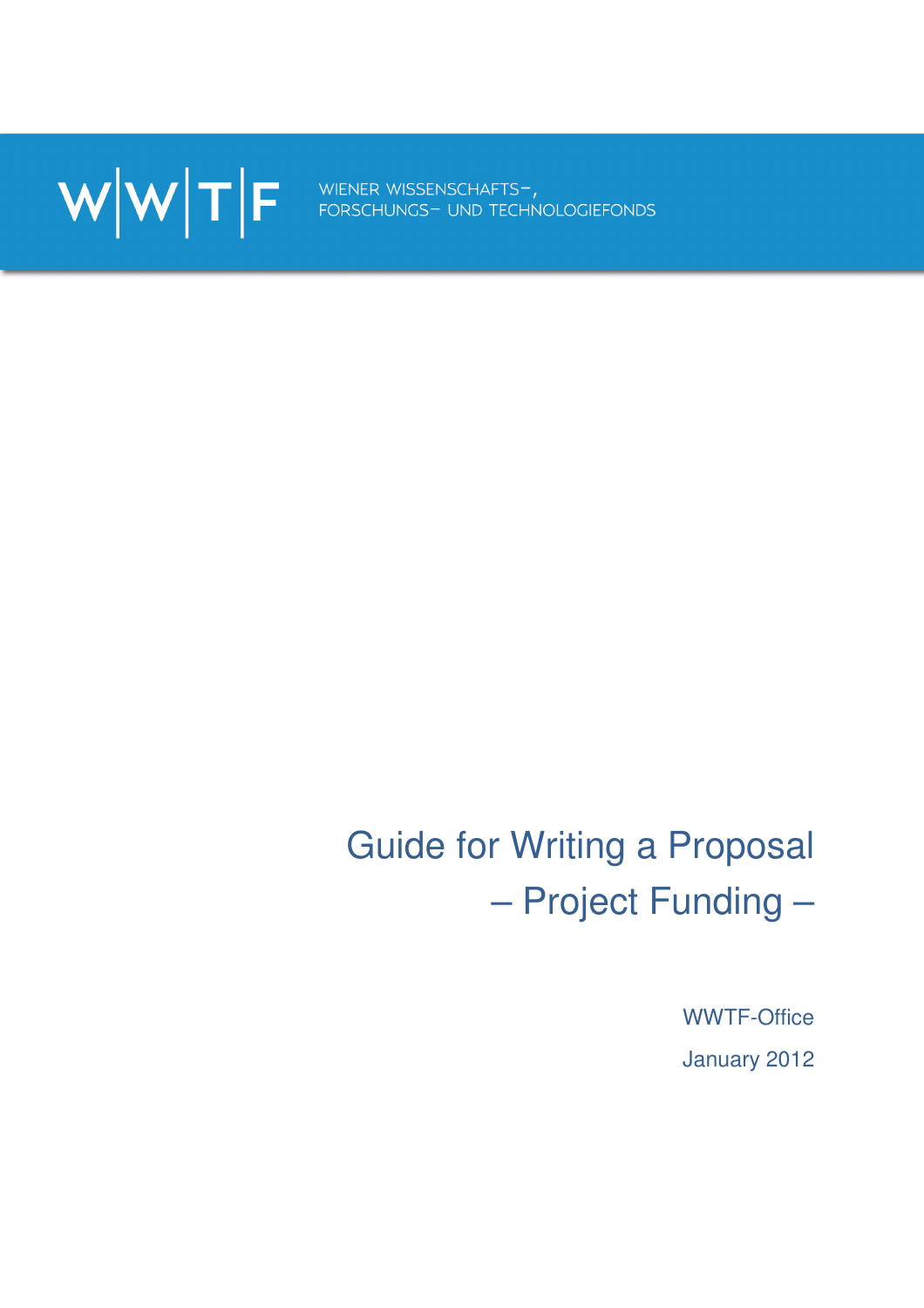W|W|T|F WIENER WISSENSCHAFTS-, FORSCHUNGS- UND TECHNOLOGIEFONDS

# Guide for Writing a Proposal
## – Project Funding –

WWTF-Office

January 2012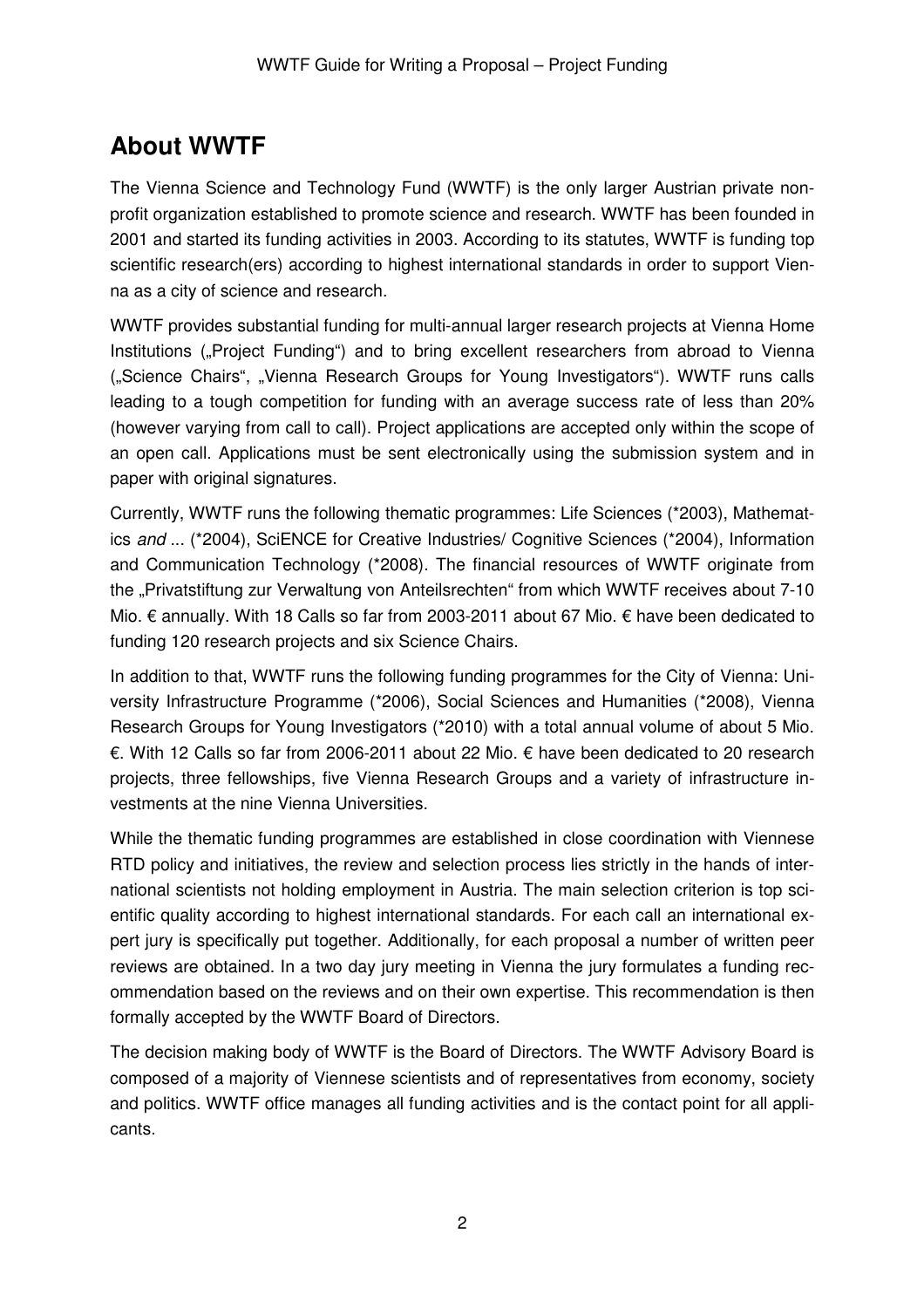## About WWTF

The Vienna Science and Technology Fund (WWTF) is the only larger Austrian private non-profit organization established to promote science and research. WWTF has been founded in 2001 and started its funding activities in 2003. According to its statutes, WWTF is funding top scientific research(ers) according to highest international standards in order to support Vienna as a city of science and research.

WWTF provides substantial funding for multi-annual larger research projects at Vienna Home Institutions („Project Funding") and to bring excellent researchers from abroad to Vienna („Science Chairs", „Vienna Research Groups for Young Investigators"). WWTF runs calls leading to a tough competition for funding with an average success rate of less than 20% (however varying from call to call). Project applications are accepted only within the scope of an open call. Applications must be sent electronically using the submission system and in paper with original signatures.

Currently, WWTF runs the following thematic programmes: Life Sciences (*2003), Mathematics *and* ... (*2004), SciENCE for Creative Industries/ Cognitive Sciences (*2004), Information and Communication Technology (*2008). The financial resources of WWTF originate from the „Privatstiftung zur Verwaltung von Anteilsrechten" from which WWTF receives about 7-10 Mio. € annually. With 18 Calls so far from 2003-2011 about 67 Mio. € have been dedicated to funding 120 research projects and six Science Chairs.

In addition to that, WWTF runs the following funding programmes for the City of Vienna: University Infrastructure Programme (*2006), Social Sciences and Humanities (*2008), Vienna Research Groups for Young Investigators (*2010) with a total annual volume of about 5 Mio. €. With 12 Calls so far from 2006-2011 about 22 Mio. € have been dedicated to 20 research projects, three fellowships, five Vienna Research Groups and a variety of infrastructure investments at the nine Vienna Universities.

While the thematic funding programmes are established in close coordination with Viennese RTD policy and initiatives, the review and selection process lies strictly in the hands of international scientists not holding employment in Austria. The main selection criterion is top scientific quality according to highest international standards. For each call an international expert jury is specifically put together. Additionally, for each proposal a number of written peer reviews are obtained. In a two day jury meeting in Vienna the jury formulates a funding recommendation based on the reviews and on their own expertise. This recommendation is then formally accepted by the WWTF Board of Directors.

The decision making body of WWTF is the Board of Directors. The WWTF Advisory Board is composed of a majority of Viennese scientists and of representatives from economy, society and politics. WWTF office manages all funding activities and is the contact point for all applicants.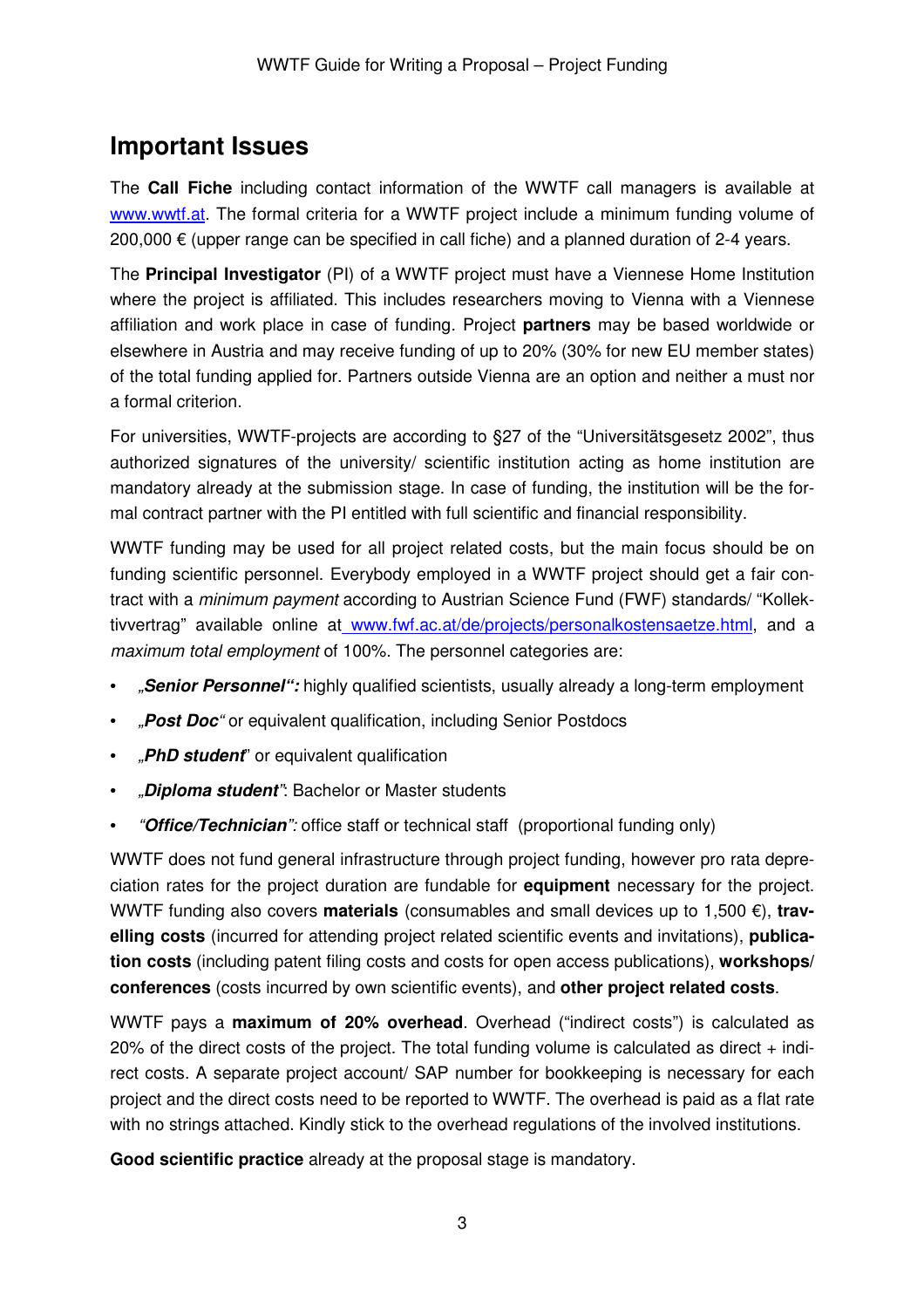## Important Issues

The **Call Fiche** including contact information of the WWTF call managers is available at [www.wwtf.at](http://www.wwtf.at). The formal criteria for a WWTF project include a minimum funding volume of 200,000 € (upper range can be specified in call fiche) and a planned duration of 2-4 years.

The **Principal Investigator** (PI) of a WWTF project must have a Viennese Home Institution where the project is affiliated. This includes researchers moving to Vienna with a Viennese affiliation and work place in case of funding. Project **partners** may be based worldwide or elsewhere in Austria and may receive funding of up to 20% (30% for new EU member states) of the total funding applied for. Partners outside Vienna are an option and neither a must nor a formal criterion.

For universities, WWTF-projects are according to §27 of the "Universitätsgesetz 2002", thus authorized signatures of the university/ scientific institution acting as home institution are mandatory already at the submission stage. In case of funding, the institution will be the formal contract partner with the PI entitled with full scientific and financial responsibility.

WWTF funding may be used for all project related costs, but the main focus should be on funding scientific personnel. Everybody employed in a WWTF project should get a fair contract with a *minimum payment* according to Austrian Science Fund (FWF) standards/ "Kollektivvertrag" available online at [www.fwf.ac.at/de/projects/personalkostensaetze.html](http://www.fwf.ac.at/de/projects/personalkostensaetze.html), and a *maximum total employment* of 100%. The personnel categories are:

- ***„Senior Personnel":*** highly qualified scientists, usually already a long-term employment
- ***„Post Doc"*** or equivalent qualification, including Senior Postdocs
- ***„PhD student"*** or equivalent qualification
- ***„Diploma student"***: Bachelor or Master students
- ***"Office/Technician":*** office staff or technical staff (proportional funding only)

WWTF does not fund general infrastructure through project funding, however pro rata depreciation rates for the project duration are fundable for **equipment** necessary for the project. WWTF funding also covers **materials** (consumables and small devices up to 1,500 €), **travelling costs** (incurred for attending project related scientific events and invitations), **publication costs** (including patent filing costs and costs for open access publications), **workshops/ conferences** (costs incurred by own scientific events), and **other project related costs**.

WWTF pays a **maximum of 20% overhead**. Overhead ("indirect costs") is calculated as 20% of the direct costs of the project. The total funding volume is calculated as direct + indirect costs. A separate project account/ SAP number for bookkeeping is necessary for each project and the direct costs need to be reported to WWTF. The overhead is paid as a flat rate with no strings attached. Kindly stick to the overhead regulations of the involved institutions.

**Good scientific practice** already at the proposal stage is mandatory.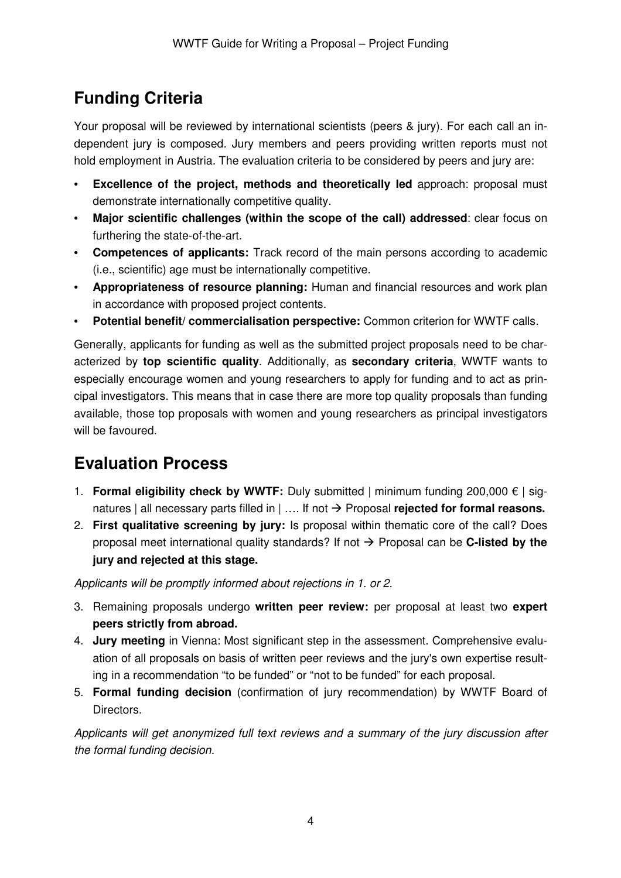## Funding Criteria

Your proposal will be reviewed by international scientists (peers & jury). For each call an independent jury is composed. Jury members and peers providing written reports must not hold employment in Austria. The evaluation criteria to be considered by peers and jury are:

- **Excellence of the project, methods and theoretically led** approach: proposal must demonstrate internationally competitive quality.
- **Major scientific challenges (within the scope of the call) addressed**: clear focus on furthering the state-of-the-art.
- **Competences of applicants:** Track record of the main persons according to academic (i.e., scientific) age must be internationally competitive.
- **Appropriateness of resource planning:** Human and financial resources and work plan in accordance with proposed project contents.
- **Potential benefit/ commercialisation perspective:** Common criterion for WWTF calls.

Generally, applicants for funding as well as the submitted project proposals need to be characterized by **top scientific quality**. Additionally, as **secondary criteria**, WWTF wants to especially encourage women and young researchers to apply for funding and to act as principal investigators. This means that in case there are more top quality proposals than funding available, those top proposals with women and young researchers as principal investigators will be favoured.

## Evaluation Process

1. **Formal eligibility check by WWTF:** Duly submitted | minimum funding 200,000 € | signatures | all necessary parts filled in | …. If not → Proposal **rejected for formal reasons.**
2. **First qualitative screening by jury:** Is proposal within thematic core of the call? Does proposal meet international quality standards? If not → Proposal can be **C-listed by the jury and rejected at this stage.**

*Applicants will be promptly informed about rejections in 1. or 2.*

3. Remaining proposals undergo **written peer review:** per proposal at least two **expert peers strictly from abroad.**
4. **Jury meeting** in Vienna: Most significant step in the assessment. Comprehensive evaluation of all proposals on basis of written peer reviews and the jury's own expertise resulting in a recommendation "to be funded" or "not to be funded" for each proposal.
5. **Formal funding decision** (confirmation of jury recommendation) by WWTF Board of Directors.

*Applicants will get anonymized full text reviews and a summary of the jury discussion after the formal funding decision.*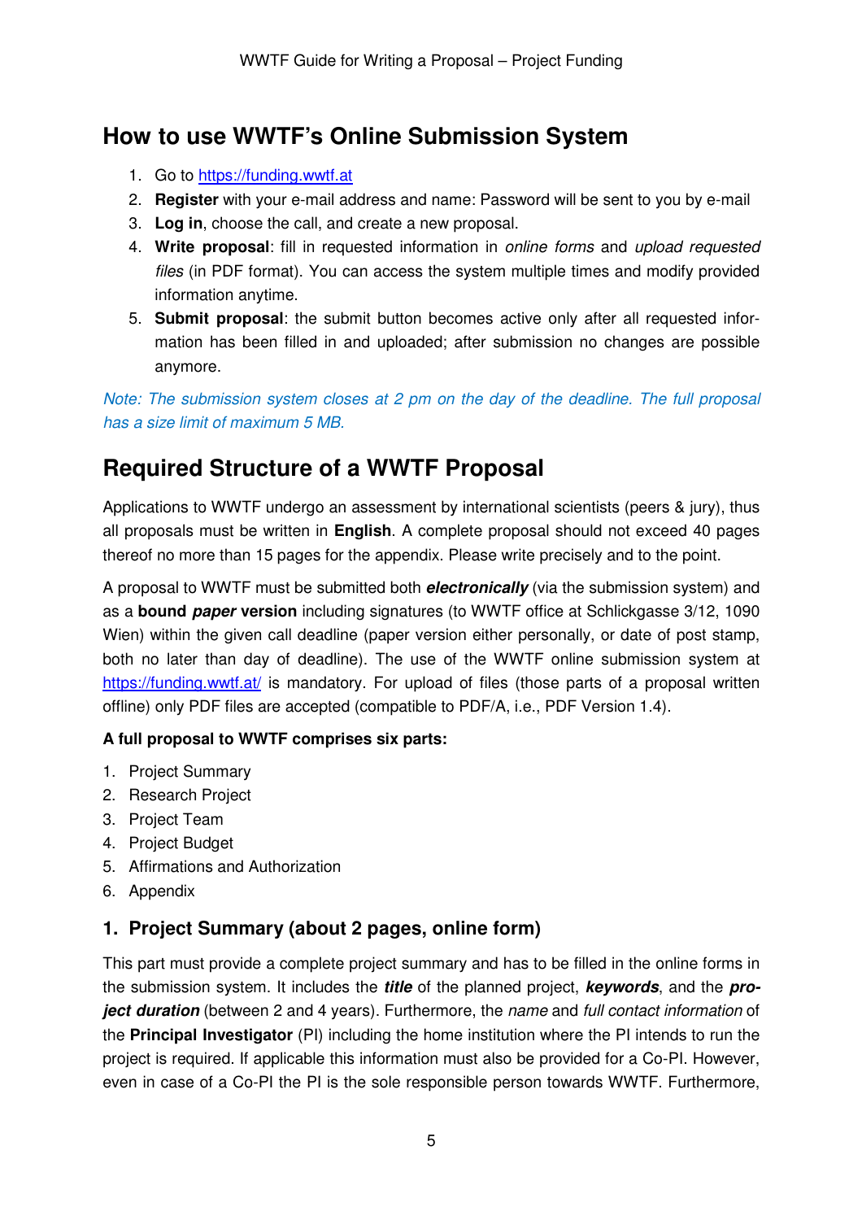## How to use WWTF's Online Submission System

1. Go to https://funding.wwtf.at
2. **Register** with your e-mail address and name: Password will be sent to you by e-mail
3. **Log in**, choose the call, and create a new proposal.
4. **Write proposal**: fill in requested information in *online forms* and *upload requested files* (in PDF format). You can access the system multiple times and modify provided information anytime.
5. **Submit proposal**: the submit button becomes active only after all requested information has been filled in and uploaded; after submission no changes are possible anymore.

*Note: The submission system closes at 2 pm on the day of the deadline. The full proposal has a size limit of maximum 5 MB.*

## Required Structure of a WWTF Proposal

Applications to WWTF undergo an assessment by international scientists (peers & jury), thus all proposals must be written in **English**. A complete proposal should not exceed 40 pages thereof no more than 15 pages for the appendix. Please write precisely and to the point.

A proposal to WWTF must be submitted both ***electronically*** (via the submission system) and as a **bound *paper* version** including signatures (to WWTF office at Schlickgasse 3/12, 1090 Wien) within the given call deadline (paper version either personally, or date of post stamp, both no later than day of deadline). The use of the WWTF online submission system at https://funding.wwtf.at/ is mandatory. For upload of files (those parts of a proposal written offline) only PDF files are accepted (compatible to PDF/A, i.e., PDF Version 1.4).

**A full proposal to WWTF comprises six parts:**

1. Project Summary
2. Research Project
3. Project Team
4. Project Budget
5. Affirmations and Authorization
6. Appendix

### 1. Project Summary (about 2 pages, online form)

This part must provide a complete project summary and has to be filled in the online forms in the submission system. It includes the ***title*** of the planned project, ***keywords***, and the ***project duration*** (between 2 and 4 years). Furthermore, the *name* and *full contact information* of the **Principal Investigator** (PI) including the home institution where the PI intends to run the project is required. If applicable this information must also be provided for a Co-PI. However, even in case of a Co-PI the PI is the sole responsible person towards WWTF. Furthermore,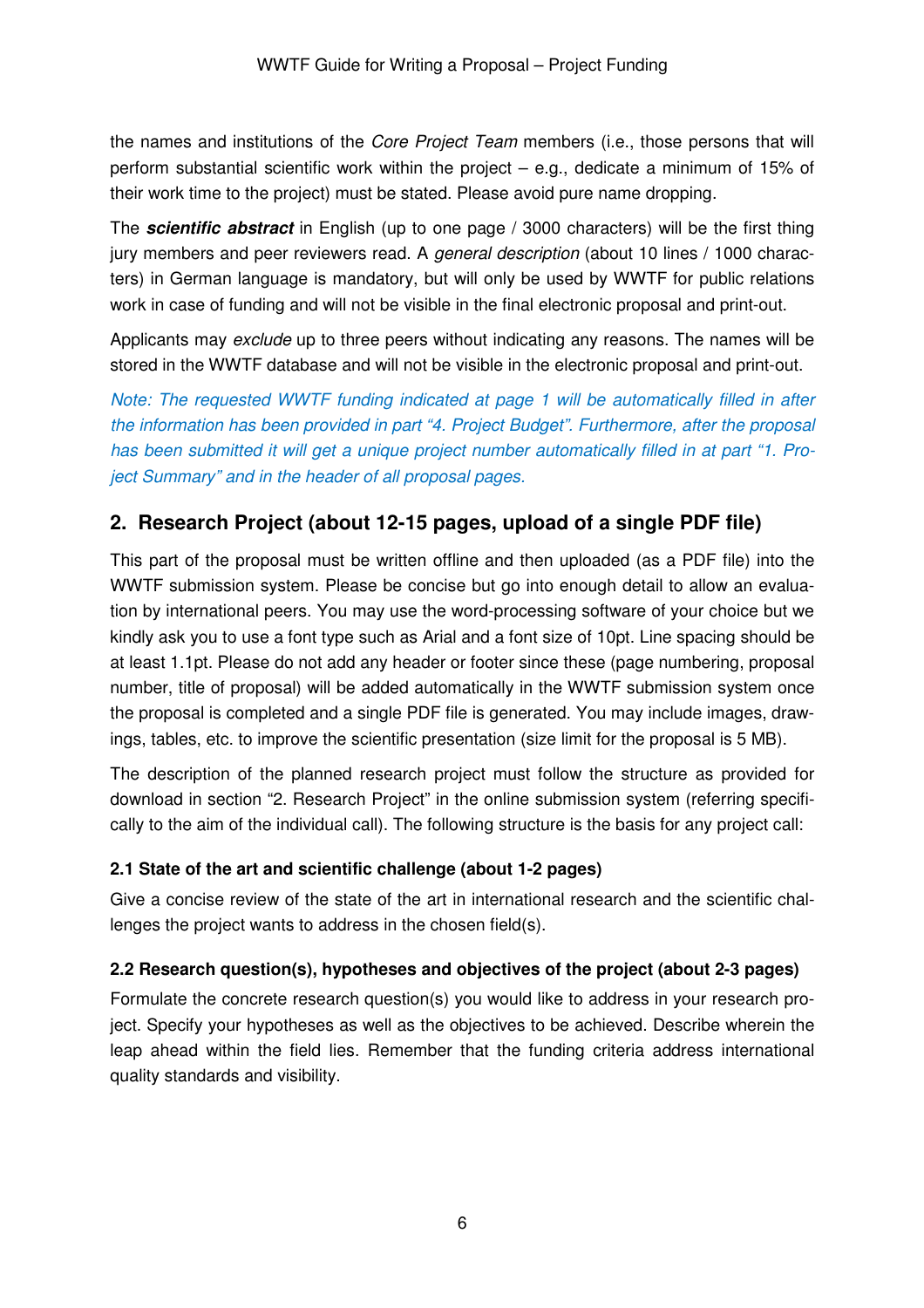the names and institutions of the *Core Project Team* members (i.e., those persons that will perform substantial scientific work within the project – e.g., dedicate a minimum of 15% of their work time to the project) must be stated. Please avoid pure name dropping.

The ***scientific abstract*** in English (up to one page / 3000 characters) will be the first thing jury members and peer reviewers read. A *general description* (about 10 lines / 1000 characters) in German language is mandatory, but will only be used by WWTF for public relations work in case of funding and will not be visible in the final electronic proposal and print-out.

Applicants may *exclude* up to three peers without indicating any reasons. The names will be stored in the WWTF database and will not be visible in the electronic proposal and print-out.

*Note: The requested WWTF funding indicated at page 1 will be automatically filled in after the information has been provided in part "4. Project Budget". Furthermore, after the proposal has been submitted it will get a unique project number automatically filled in at part "1. Project Summary" and in the header of all proposal pages.*

## 2. Research Project (about 12-15 pages, upload of a single PDF file)

This part of the proposal must be written offline and then uploaded (as a PDF file) into the WWTF submission system. Please be concise but go into enough detail to allow an evaluation by international peers. You may use the word-processing software of your choice but we kindly ask you to use a font type such as Arial and a font size of 10pt. Line spacing should be at least 1.1pt. Please do not add any header or footer since these (page numbering, proposal number, title of proposal) will be added automatically in the WWTF submission system once the proposal is completed and a single PDF file is generated. You may include images, drawings, tables, etc. to improve the scientific presentation (size limit for the proposal is 5 MB).

The description of the planned research project must follow the structure as provided for download in section "2. Research Project" in the online submission system (referring specifically to the aim of the individual call). The following structure is the basis for any project call:

### 2.1 State of the art and scientific challenge (about 1-2 pages)

Give a concise review of the state of the art in international research and the scientific challenges the project wants to address in the chosen field(s).

### 2.2 Research question(s), hypotheses and objectives of the project (about 2-3 pages)

Formulate the concrete research question(s) you would like to address in your research project. Specify your hypotheses as well as the objectives to be achieved. Describe wherein the leap ahead within the field lies. Remember that the funding criteria address international quality standards and visibility.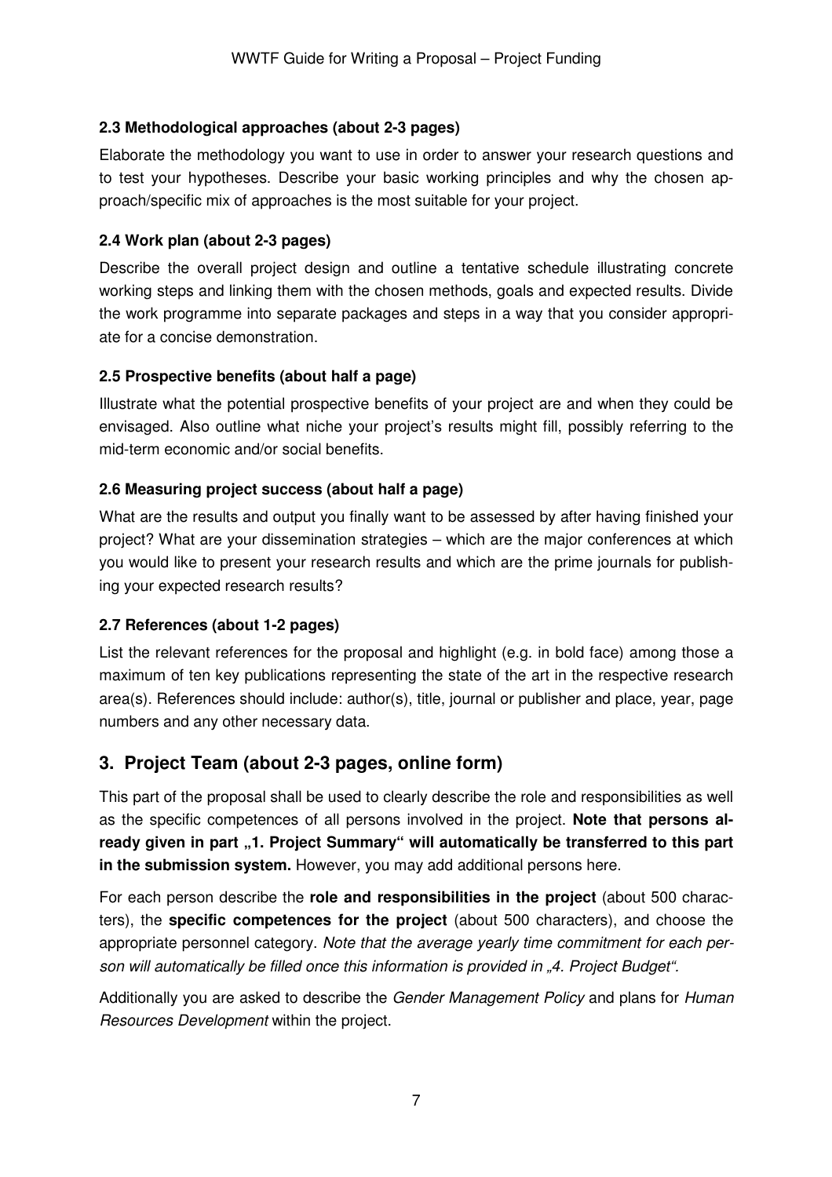### 2.3 Methodological approaches (about 2-3 pages)

Elaborate the methodology you want to use in order to answer your research questions and to test your hypotheses. Describe your basic working principles and why the chosen approach/specific mix of approaches is the most suitable for your project.

### 2.4 Work plan (about 2-3 pages)

Describe the overall project design and outline a tentative schedule illustrating concrete working steps and linking them with the chosen methods, goals and expected results. Divide the work programme into separate packages and steps in a way that you consider appropriate for a concise demonstration.

### 2.5 Prospective benefits (about half a page)

Illustrate what the potential prospective benefits of your project are and when they could be envisaged. Also outline what niche your project's results might fill, possibly referring to the mid-term economic and/or social benefits.

### 2.6 Measuring project success (about half a page)

What are the results and output you finally want to be assessed by after having finished your project? What are your dissemination strategies – which are the major conferences at which you would like to present your research results and which are the prime journals for publishing your expected research results?

### 2.7 References (about 1-2 pages)

List the relevant references for the proposal and highlight (e.g. in bold face) among those a maximum of ten key publications representing the state of the art in the respective research area(s). References should include: author(s), title, journal or publisher and place, year, page numbers and any other necessary data.

## 3. Project Team (about 2-3 pages, online form)

This part of the proposal shall be used to clearly describe the role and responsibilities as well as the specific competences of all persons involved in the project. **Note that persons already given in part „1. Project Summary" will automatically be transferred to this part in the submission system.** However, you may add additional persons here.

For each person describe the **role and responsibilities in the project** (about 500 characters), the **specific competences for the project** (about 500 characters), and choose the appropriate personnel category. *Note that the average yearly time commitment for each person will automatically be filled once this information is provided in „4. Project Budget".*

Additionally you are asked to describe the *Gender Management Policy* and plans for *Human Resources Development* within the project.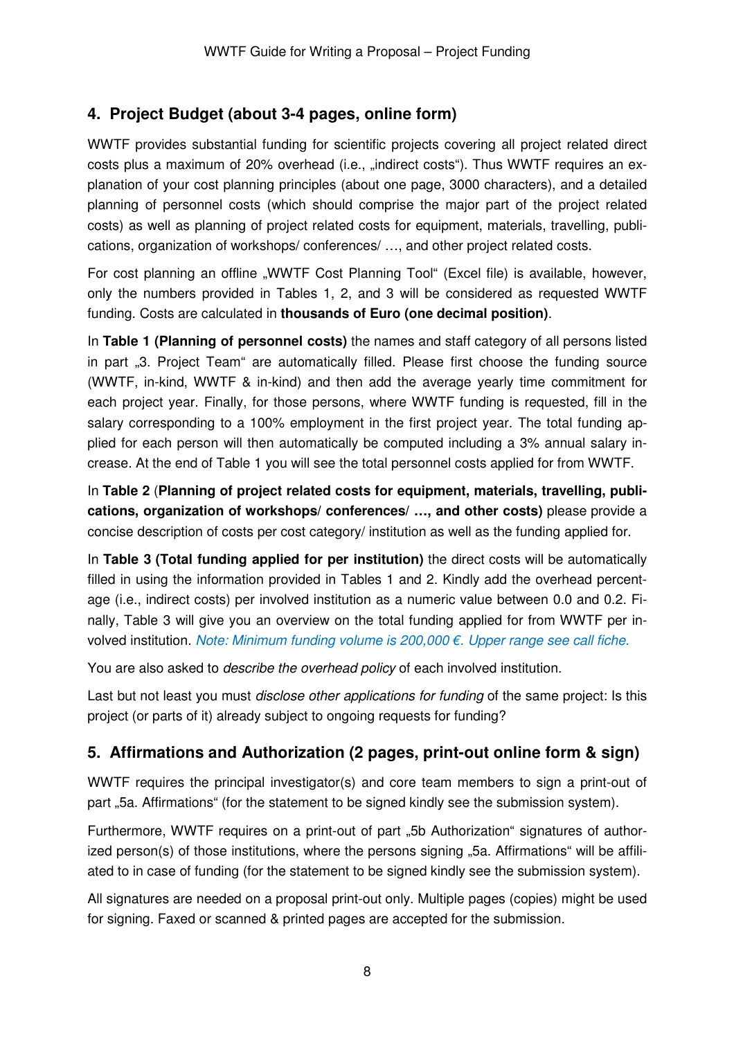## 4. Project Budget (about 3-4 pages, online form)

WWTF provides substantial funding for scientific projects covering all project related direct costs plus a maximum of 20% overhead (i.e., „indirect costs“). Thus WWTF requires an explanation of your cost planning principles (about one page, 3000 characters), and a detailed planning of personnel costs (which should comprise the major part of the project related costs) as well as planning of project related costs for equipment, materials, travelling, publications, organization of workshops/ conferences/ …, and other project related costs.

For cost planning an offline „WWTF Cost Planning Tool“ (Excel file) is available, however, only the numbers provided in Tables 1, 2, and 3 will be considered as requested WWTF funding. Costs are calculated in **thousands of Euro (one decimal position)**.

In **Table 1 (Planning of personnel costs)** the names and staff category of all persons listed in part „3. Project Team“ are automatically filled. Please first choose the funding source (WWTF, in-kind, WWTF & in-kind) and then add the average yearly time commitment for each project year. Finally, for those persons, where WWTF funding is requested, fill in the salary corresponding to a 100% employment in the first project year. The total funding applied for each person will then automatically be computed including a 3% annual salary increase. At the end of Table 1 you will see the total personnel costs applied for from WWTF.

In **Table 2** (**Planning of project related costs for equipment, materials, travelling, publications, organization of workshops/ conferences/ …, and other costs)** please provide a concise description of costs per cost category/ institution as well as the funding applied for.

In **Table 3 (Total funding applied for per institution)** the direct costs will be automatically filled in using the information provided in Tables 1 and 2. Kindly add the overhead percentage (i.e., indirect costs) per involved institution as a numeric value between 0.0 and 0.2. Finally, Table 3 will give you an overview on the total funding applied for from WWTF per involved institution. *Note: Minimum funding volume is 200,000 €. Upper range see call fiche.*

You are also asked to *describe the overhead policy* of each involved institution.

Last but not least you must *disclose other applications for funding* of the same project: Is this project (or parts of it) already subject to ongoing requests for funding?

## 5. Affirmations and Authorization (2 pages, print-out online form & sign)

WWTF requires the principal investigator(s) and core team members to sign a print-out of part „5a. Affirmations“ (for the statement to be signed kindly see the submission system).

Furthermore, WWTF requires on a print-out of part „5b Authorization“ signatures of authorized person(s) of those institutions, where the persons signing „5a. Affirmations“ will be affiliated to in case of funding (for the statement to be signed kindly see the submission system).

All signatures are needed on a proposal print-out only. Multiple pages (copies) might be used for signing. Faxed or scanned & printed pages are accepted for the submission.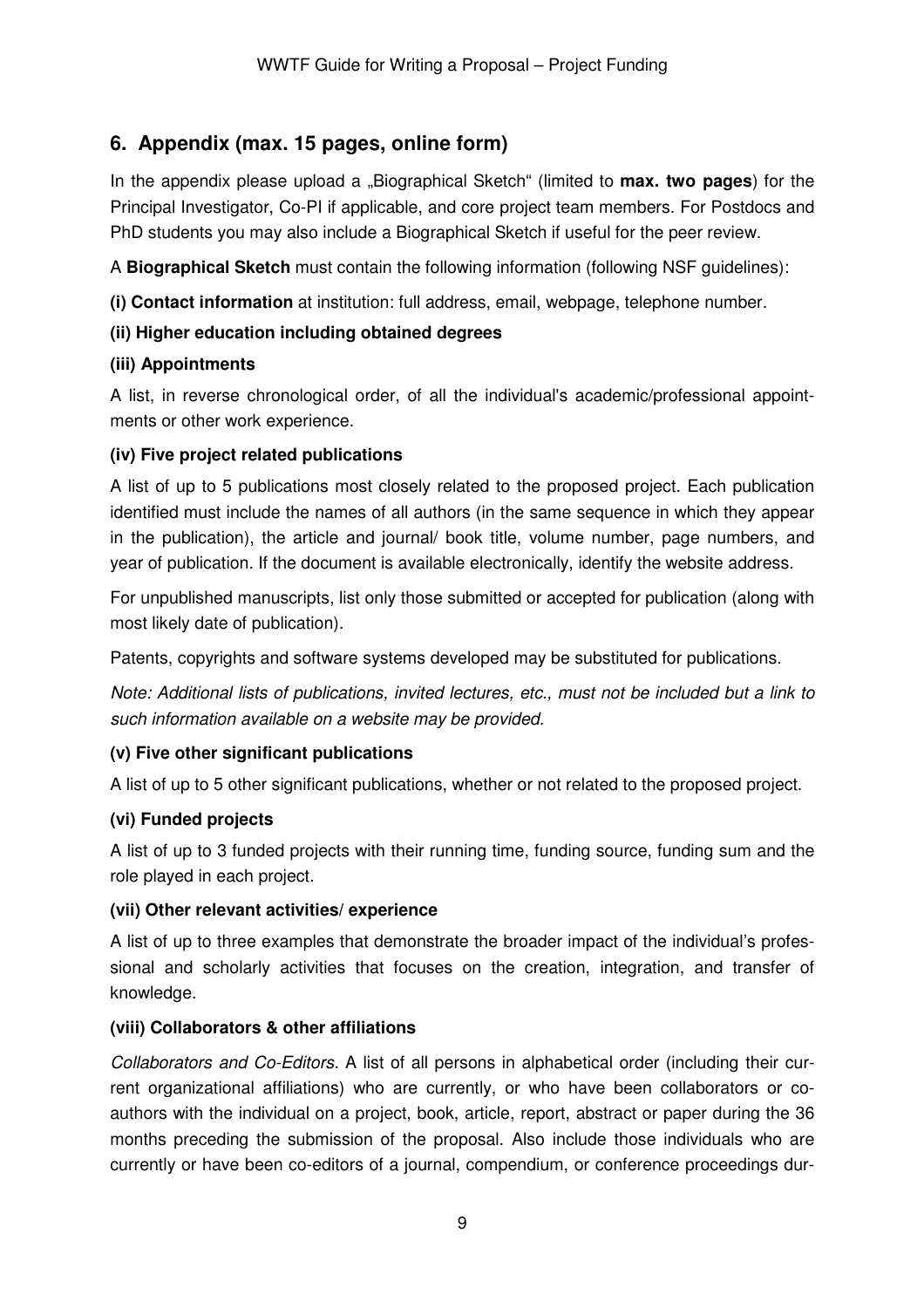## 6. Appendix (max. 15 pages, online form)

In the appendix please upload a „Biographical Sketch" (limited to **max. two pages**) for the Principal Investigator, Co-PI if applicable, and core project team members. For Postdocs and PhD students you may also include a Biographical Sketch if useful for the peer review.

A **Biographical Sketch** must contain the following information (following NSF guidelines):

**(i) Contact information** at institution: full address, email, webpage, telephone number.

**(ii) Higher education including obtained degrees**

**(iii) Appointments**

A list, in reverse chronological order, of all the individual's academic/professional appointments or other work experience.

**(iv) Five project related publications**

A list of up to 5 publications most closely related to the proposed project. Each publication identified must include the names of all authors (in the same sequence in which they appear in the publication), the article and journal/ book title, volume number, page numbers, and year of publication. If the document is available electronically, identify the website address.

For unpublished manuscripts, list only those submitted or accepted for publication (along with most likely date of publication).

Patents, copyrights and software systems developed may be substituted for publications.

*Note: Additional lists of publications, invited lectures, etc., must not be included but a link to such information available on a website may be provided.*

**(v) Five other significant publications**

A list of up to 5 other significant publications, whether or not related to the proposed project.

**(vi) Funded projects**

A list of up to 3 funded projects with their running time, funding source, funding sum and the role played in each project.

**(vii) Other relevant activities/ experience**

A list of up to three examples that demonstrate the broader impact of the individual's professional and scholarly activities that focuses on the creation, integration, and transfer of knowledge.

**(viii) Collaborators & other affiliations**

*Collaborators and Co-Editors.* A list of all persons in alphabetical order (including their current organizational affiliations) who are currently, or who have been collaborators or co-authors with the individual on a project, book, article, report, abstract or paper during the 36 months preceding the submission of the proposal. Also include those individuals who are currently or have been co-editors of a journal, compendium, or conference proceedings dur-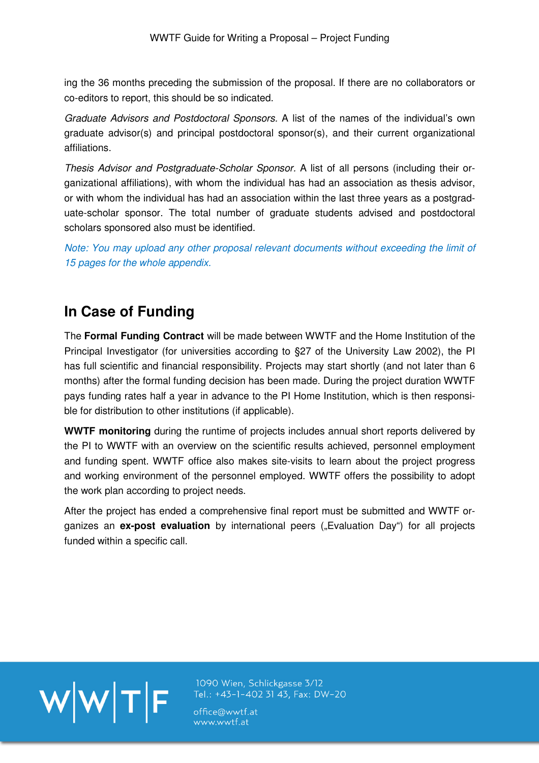ing the 36 months preceding the submission of the proposal. If there are no collaborators or co-editors to report, this should be so indicated.

*Graduate Advisors and Postdoctoral Sponsors.* A list of the names of the individual's own graduate advisor(s) and principal postdoctoral sponsor(s), and their current organizational affiliations.

*Thesis Advisor and Postgraduate-Scholar Sponsor.* A list of all persons (including their organizational affiliations), with whom the individual has had an association as thesis advisor, or with whom the individual has had an association within the last three years as a postgraduate-scholar sponsor. The total number of graduate students advised and postdoctoral scholars sponsored also must be identified.

*Note: You may upload any other proposal relevant documents without exceeding the limit of 15 pages for the whole appendix.*

## In Case of Funding

The **Formal Funding Contract** will be made between WWTF and the Home Institution of the Principal Investigator (for universities according to §27 of the University Law 2002), the PI has full scientific and financial responsibility. Projects may start shortly (and not later than 6 months) after the formal funding decision has been made. During the project duration WWTF pays funding rates half a year in advance to the PI Home Institution, which is then responsible for distribution to other institutions (if applicable).

**WWTF monitoring** during the runtime of projects includes annual short reports delivered by the PI to WWTF with an overview on the scientific results achieved, personnel employment and funding spent. WWTF office also makes site-visits to learn about the project progress and working environment of the personnel employed. WWTF offers the possibility to adopt the work plan according to project needs.

After the project has ended a comprehensive final report must be submitted and WWTF organizes an **ex-post evaluation** by international peers („Evaluation Day") for all projects funded within a specific call.